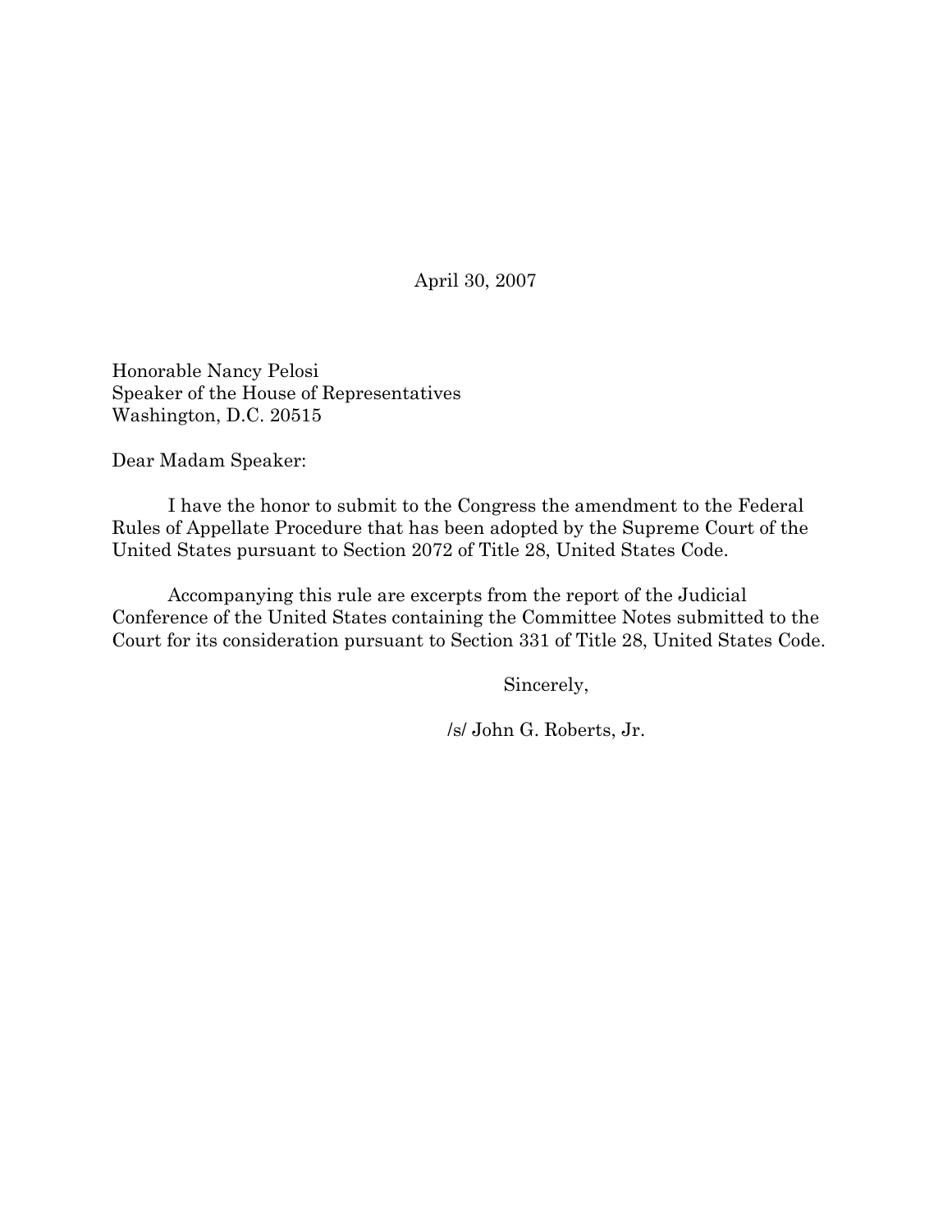April 30, 2007

Honorable Nancy Pelosi
Speaker of the House of Representatives
Washington, D.C. 20515

Dear Madam Speaker:

I have the honor to submit to the Congress the amendment to the Federal Rules of Appellate Procedure that has been adopted by the Supreme Court of the United States pursuant to Section 2072 of Title 28, United States Code.

Accompanying this rule are excerpts from the report of the Judicial Conference of the United States containing the Committee Notes submitted to the Court for its consideration pursuant to Section 331 of Title 28, United States Code.

Sincerely,

/s/ John G. Roberts, Jr.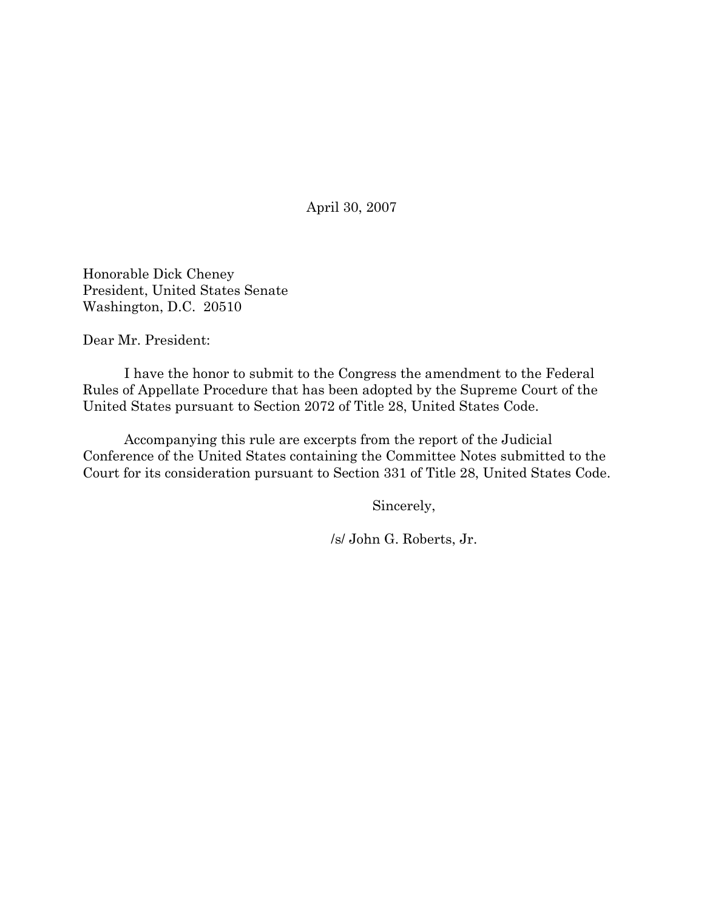April 30, 2007

Honorable Dick Cheney  
President, United States Senate  
Washington, D.C. 20510

Dear Mr. President:

I have the honor to submit to the Congress the amendment to the Federal Rules of Appellate Procedure that has been adopted by the Supreme Court of the United States pursuant to Section 2072 of Title 28, United States Code.

Accompanying this rule are excerpts from the report of the Judicial Conference of the United States containing the Committee Notes submitted to the Court for its consideration pursuant to Section 331 of Title 28, United States Code.

Sincerely,

/s/ John G. Roberts, Jr.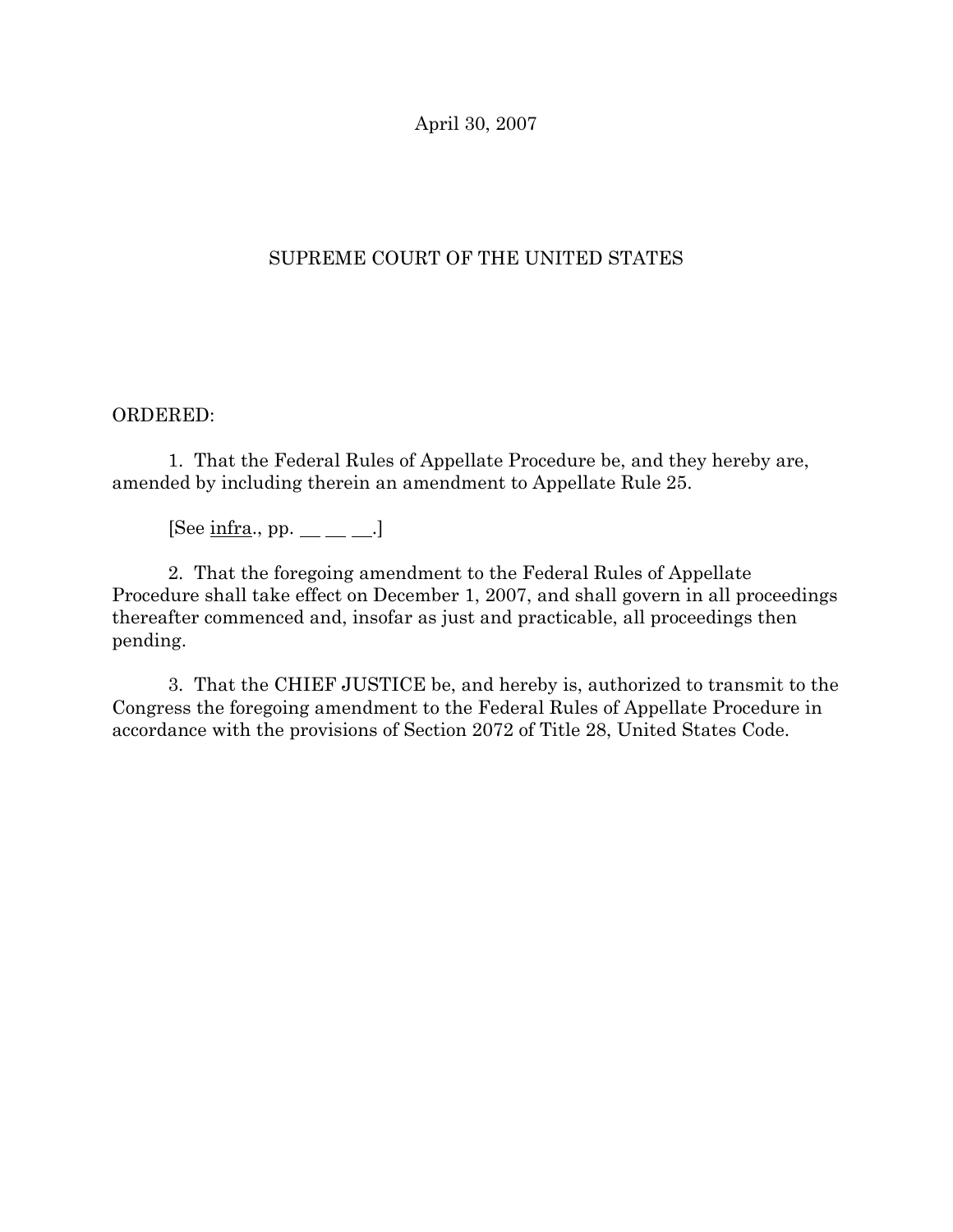April 30, 2007

SUPREME COURT OF THE UNITED STATES

ORDERED:

1. That the Federal Rules of Appellate Procedure be, and they hereby are, amended by including therein an amendment to Appellate Rule 25.

[See infra., pp. __ __ __.]

2. That the foregoing amendment to the Federal Rules of Appellate Procedure shall take effect on December 1, 2007, and shall govern in all proceedings thereafter commenced and, insofar as just and practicable, all proceedings then pending.

3. That the CHIEF JUSTICE be, and hereby is, authorized to transmit to the Congress the foregoing amendment to the Federal Rules of Appellate Procedure in accordance with the provisions of Section 2072 of Title 28, United States Code.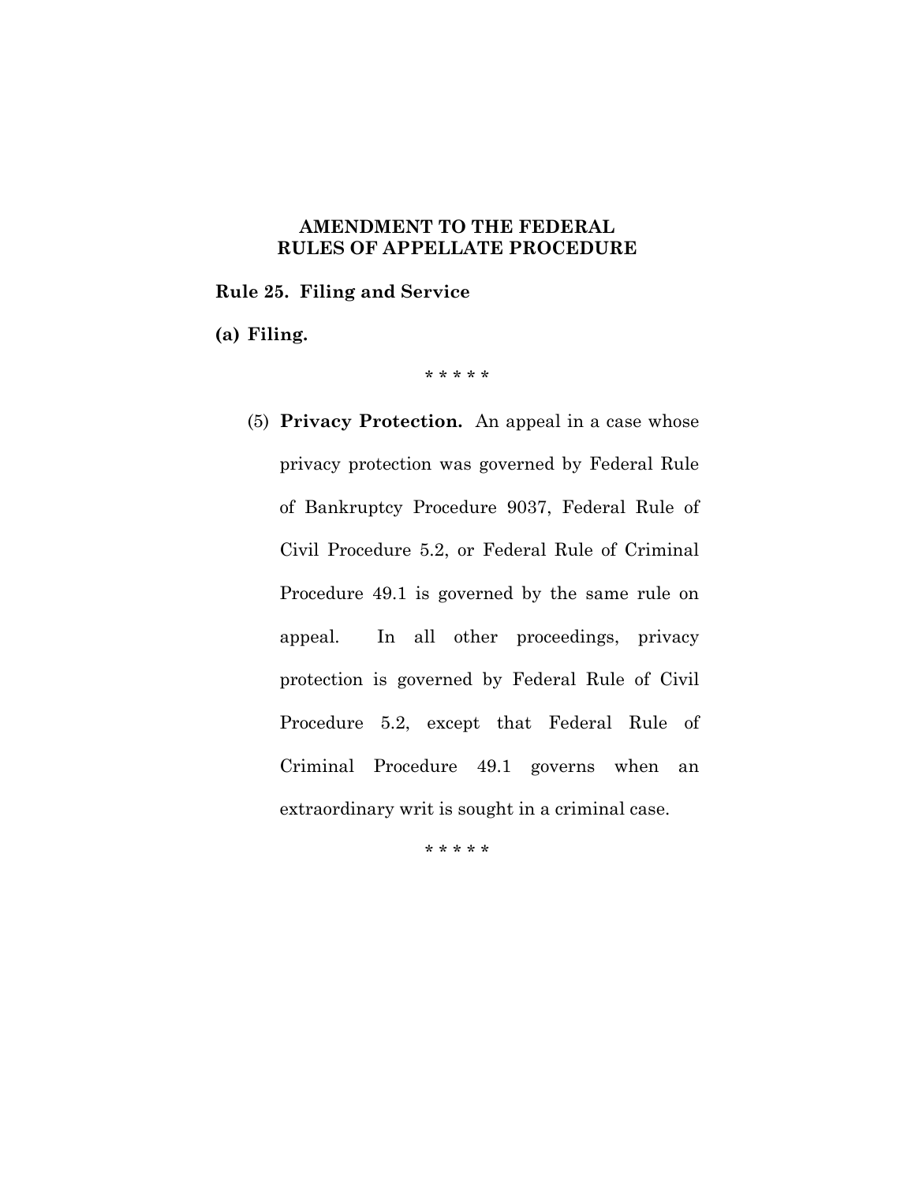# AMENDMENT TO THE FEDERAL RULES OF APPELLATE PROCEDURE

**Rule 25. Filing and Service**

**(a) Filing.**

\* \* \* \* \*

(5) **Privacy Protection.** An appeal in a case whose privacy protection was governed by Federal Rule of Bankruptcy Procedure 9037, Federal Rule of Civil Procedure 5.2, or Federal Rule of Criminal Procedure 49.1 is governed by the same rule on appeal. In all other proceedings, privacy protection is governed by Federal Rule of Civil Procedure 5.2, except that Federal Rule of Criminal Procedure 49.1 governs when an extraordinary writ is sought in a criminal case.

\* \* \* \* \*